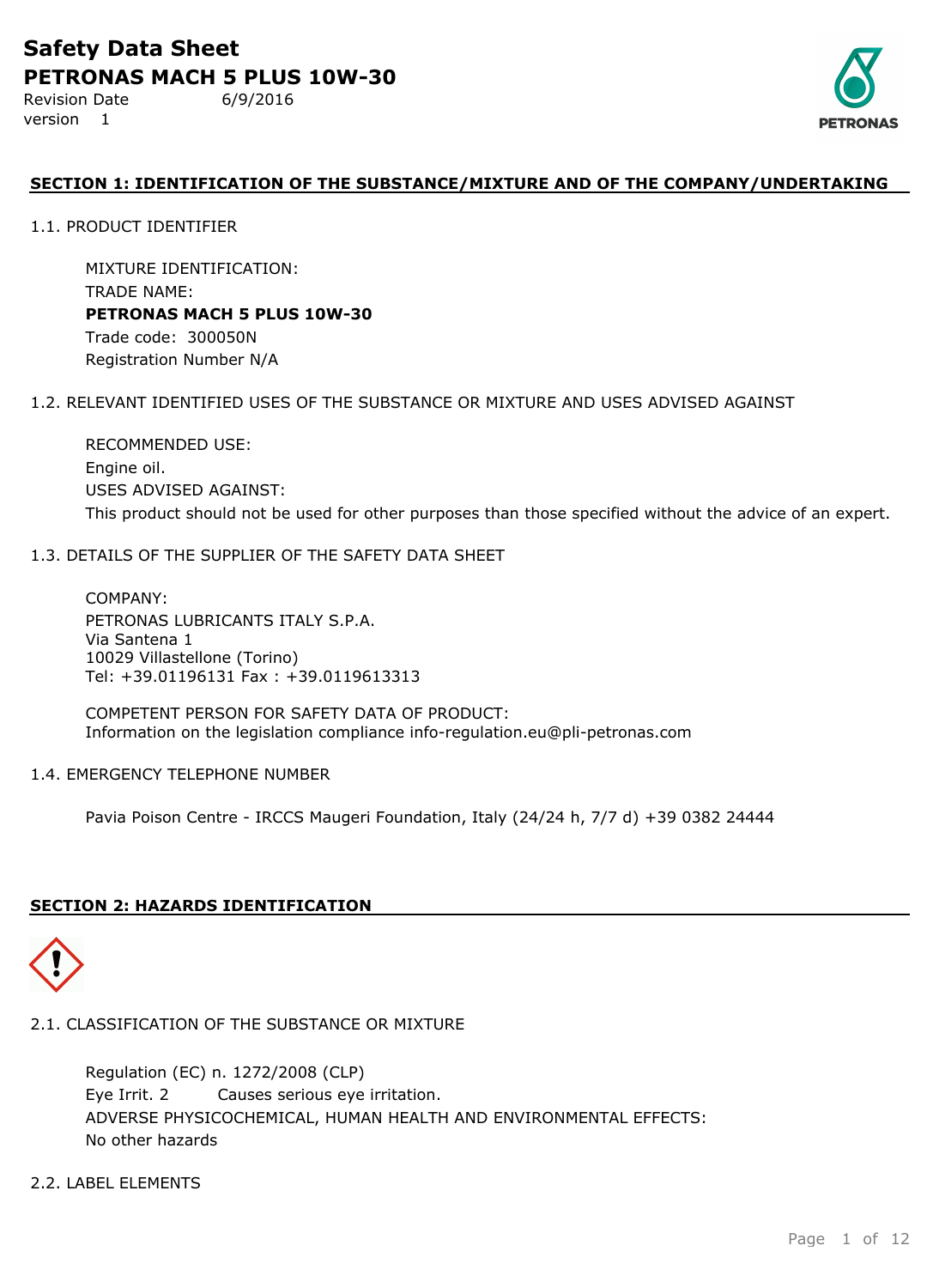# Safety Data Sheet

## PETRONAS MACH 5 PLUS 10W-30

Revision Date 6/9/2016

version 1

## SECTION 1: IDENTIFICATION OF THE SUBSTANCE/MIXTURE AND OF THE COMPANY/UNDERTAKING

### 1.1. PRODUCT IDENTIFIER

MIXTURE IDENTIFICATION:

TRADE NAME:

**PETRONAS MACH 5 PLUS 10W-30**

Trade code: 300050N

Registration Number N/A

### 1.2. RELEVANT IDENTIFIED USES OF THE SUBSTANCE OR MIXTURE AND USES ADVISED AGAINST

RECOMMENDED USE:

Engine oil.

USES ADVISED AGAINST:

This product should not be used for other purposes than those specified without the advice of an expert.

### 1.3. DETAILS OF THE SUPPLIER OF THE SAFETY DATA SHEET

COMPANY:

PETRONAS LUBRICANTS ITALY S.P.A.
Via Santena 1
10029 Villastellone (Torino)
Tel: +39.01196131 Fax : +39.0119613313

COMPETENT PERSON FOR SAFETY DATA OF PRODUCT:
Information on the legislation compliance info-regulation.eu@pli-petronas.com

### 1.4. EMERGENCY TELEPHONE NUMBER

Pavia Poison Centre - IRCCS Maugeri Foundation, Italy (24/24 h, 7/7 d) +39 0382 24444

## SECTION 2: HAZARDS IDENTIFICATION

### 2.1. CLASSIFICATION OF THE SUBSTANCE OR MIXTURE

Regulation (EC) n. 1272/2008 (CLP)

Eye Irrit. 2 Causes serious eye irritation.

ADVERSE PHYSICOCHEMICAL, HUMAN HEALTH AND ENVIRONMENTAL EFFECTS:

No other hazards

### 2.2. LABEL ELEMENTS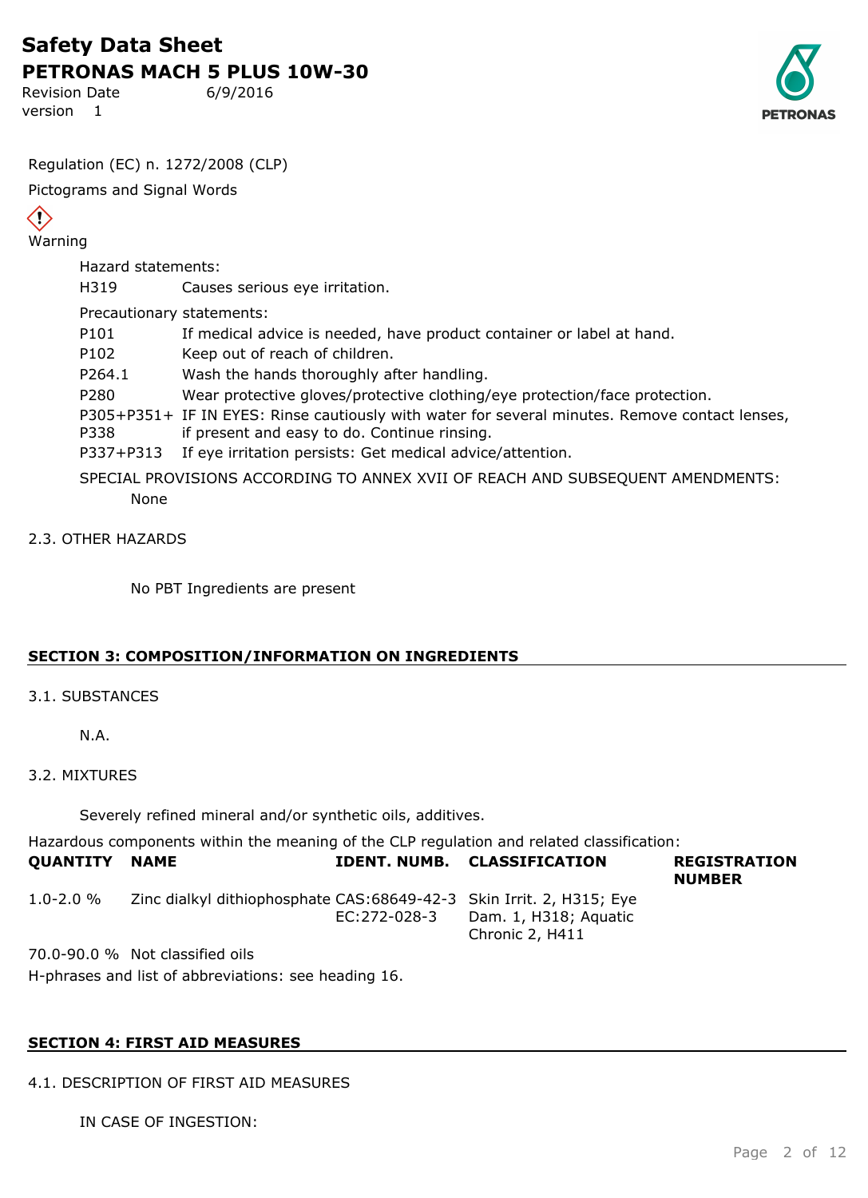Regulation (EC) n. 1272/2008 (CLP)

Pictograms and Signal Words

Warning

Hazard statements:

| | |
|---|---|
| H319 | Causes serious eye irritation. |

Precautionary statements:

| | |
|---|---|
| P101 | If medical advice is needed, have product container or label at hand. |
| P102 | Keep out of reach of children. |
| P264.1 | Wash the hands thoroughly after handling. |
| P280 | Wear protective gloves/protective clothing/eye protection/face protection. |
| P305+P351+P338 | IF IN EYES: Rinse cautiously with water for several minutes. Remove contact lenses, if present and easy to do. Continue rinsing. |
| P337+P313 | If eye irritation persists: Get medical advice/attention. |

SPECIAL PROVISIONS ACCORDING TO ANNEX XVII OF REACH AND SUBSEQUENT AMENDMENTS:

None

2.3. OTHER HAZARDS

No PBT Ingredients are present

## SECTION 3: COMPOSITION/INFORMATION ON INGREDIENTS

3.1. SUBSTANCES

N.A.

3.2. MIXTURES

Severely refined mineral and/or synthetic oils, additives.

Hazardous components within the meaning of the CLP regulation and related classification:

| QUANTITY | NAME | IDENT. NUMB. | CLASSIFICATION | REGISTRATION NUMBER |
|---|---|---|---|---|
| 1.0-2.0 % | Zinc dialkyl dithiophosphate | CAS:68649-42-3 EC:272-028-3 | Skin Irrit. 2, H315; Eye Dam. 1, H318; Aquatic Chronic 2, H411 | |
| 70.0-90.0 % | Not classified oils | | | |

H-phrases and list of abbreviations: see heading 16.

## SECTION 4: FIRST AID MEASURES

4.1. DESCRIPTION OF FIRST AID MEASURES

IN CASE OF INGESTION: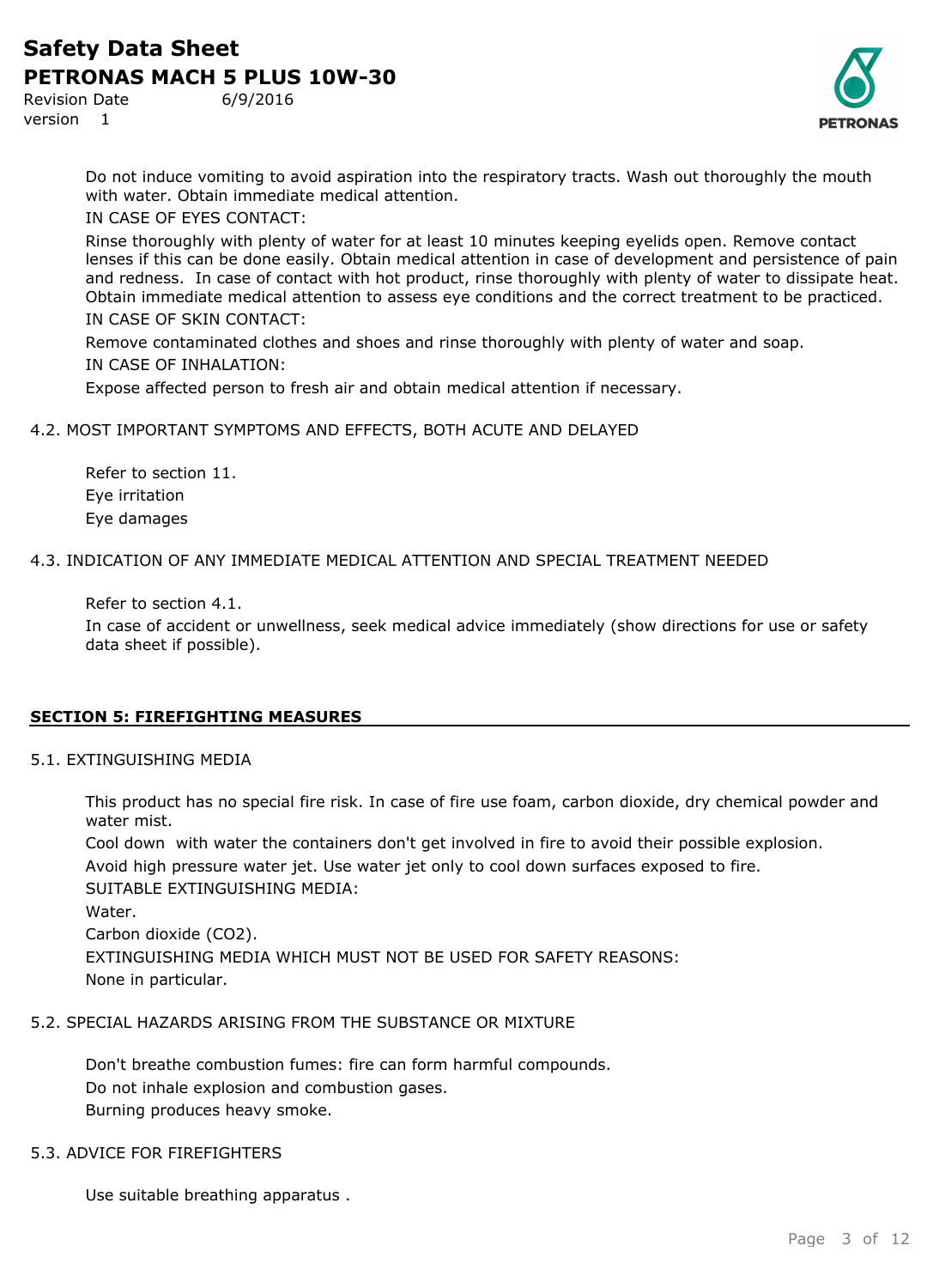Do not induce vomiting to avoid aspiration into the respiratory tracts. Wash out thoroughly the mouth with water. Obtain immediate medical attention.

IN CASE OF EYES CONTACT:

Rinse thoroughly with plenty of water for at least 10 minutes keeping eyelids open. Remove contact lenses if this can be done easily. Obtain medical attention in case of development and persistence of pain and redness. In case of contact with hot product, rinse thoroughly with plenty of water to dissipate heat. Obtain immediate medical attention to assess eye conditions and the correct treatment to be practiced.

IN CASE OF SKIN CONTACT:

Remove contaminated clothes and shoes and rinse thoroughly with plenty of water and soap.

IN CASE OF INHALATION:

Expose affected person to fresh air and obtain medical attention if necessary.

### 4.2. MOST IMPORTANT SYMPTOMS AND EFFECTS, BOTH ACUTE AND DELAYED

Refer to section 11.

Eye irritation

Eye damages

### 4.3. INDICATION OF ANY IMMEDIATE MEDICAL ATTENTION AND SPECIAL TREATMENT NEEDED

Refer to section 4.1.

In case of accident or unwellness, seek medical advice immediately (show directions for use or safety data sheet if possible).

## SECTION 5: FIREFIGHTING MEASURES

### 5.1. EXTINGUISHING MEDIA

This product has no special fire risk. In case of fire use foam, carbon dioxide, dry chemical powder and water mist.

Cool down with water the containers don't get involved in fire to avoid their possible explosion.

Avoid high pressure water jet. Use water jet only to cool down surfaces exposed to fire.

SUITABLE EXTINGUISHING MEDIA:

Water.

Carbon dioxide ($CO_2$).

EXTINGUISHING MEDIA WHICH MUST NOT BE USED FOR SAFETY REASONS:

None in particular.

### 5.2. SPECIAL HAZARDS ARISING FROM THE SUBSTANCE OR MIXTURE

Don't breathe combustion fumes: fire can form harmful compounds.

Do not inhale explosion and combustion gases.

Burning produces heavy smoke.

### 5.3. ADVICE FOR FIREFIGHTERS

Use suitable breathing apparatus .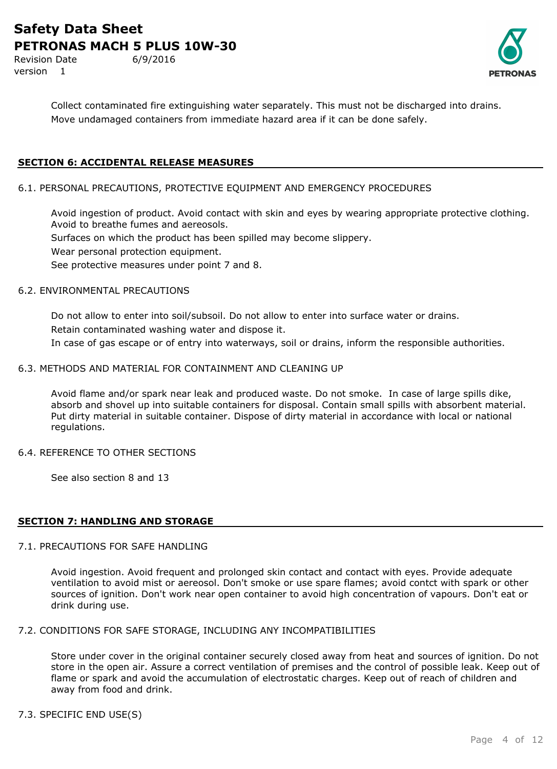Collect contaminated fire extinguishing water separately. This must not be discharged into drains.
Move undamaged containers from immediate hazard area if it can be done safely.

## SECTION 6: ACCIDENTAL RELEASE MEASURES

### 6.1. PERSONAL PRECAUTIONS, PROTECTIVE EQUIPMENT AND EMERGENCY PROCEDURES

Avoid ingestion of product. Avoid contact with skin and eyes by wearing appropriate protective clothing. Avoid to breathe fumes and aereosols.

Surfaces on which the product has been spilled may become slippery.

Wear personal protection equipment.

See protective measures under point 7 and 8.

### 6.2. ENVIRONMENTAL PRECAUTIONS

Do not allow to enter into soil/subsoil. Do not allow to enter into surface water or drains.

Retain contaminated washing water and dispose it.

In case of gas escape or of entry into waterways, soil or drains, inform the responsible authorities.

### 6.3. METHODS AND MATERIAL FOR CONTAINMENT AND CLEANING UP

Avoid flame and/or spark near leak and produced waste. Do not smoke. In case of large spills dike, absorb and shovel up into suitable containers for disposal. Contain small spills with absorbent material. Put dirty material in suitable container. Dispose of dirty material in accordance with local or national regulations.

### 6.4. REFERENCE TO OTHER SECTIONS

See also section 8 and 13

## SECTION 7: HANDLING AND STORAGE

### 7.1. PRECAUTIONS FOR SAFE HANDLING

Avoid ingestion. Avoid frequent and prolonged skin contact and contact with eyes. Provide adequate ventilation to avoid mist or aereosol. Don't smoke or use spare flames; avoid contct with spark or other sources of ignition. Don't work near open container to avoid high concentration of vapours. Don't eat or drink during use.

### 7.2. CONDITIONS FOR SAFE STORAGE, INCLUDING ANY INCOMPATIBILITIES

Store under cover in the original container securely closed away from heat and sources of ignition. Do not store in the open air. Assure a correct ventilation of premises and the control of possible leak. Keep out of flame or spark and avoid the accumulation of electrostatic charges. Keep out of reach of children and away from food and drink.

### 7.3. SPECIFIC END USE(S)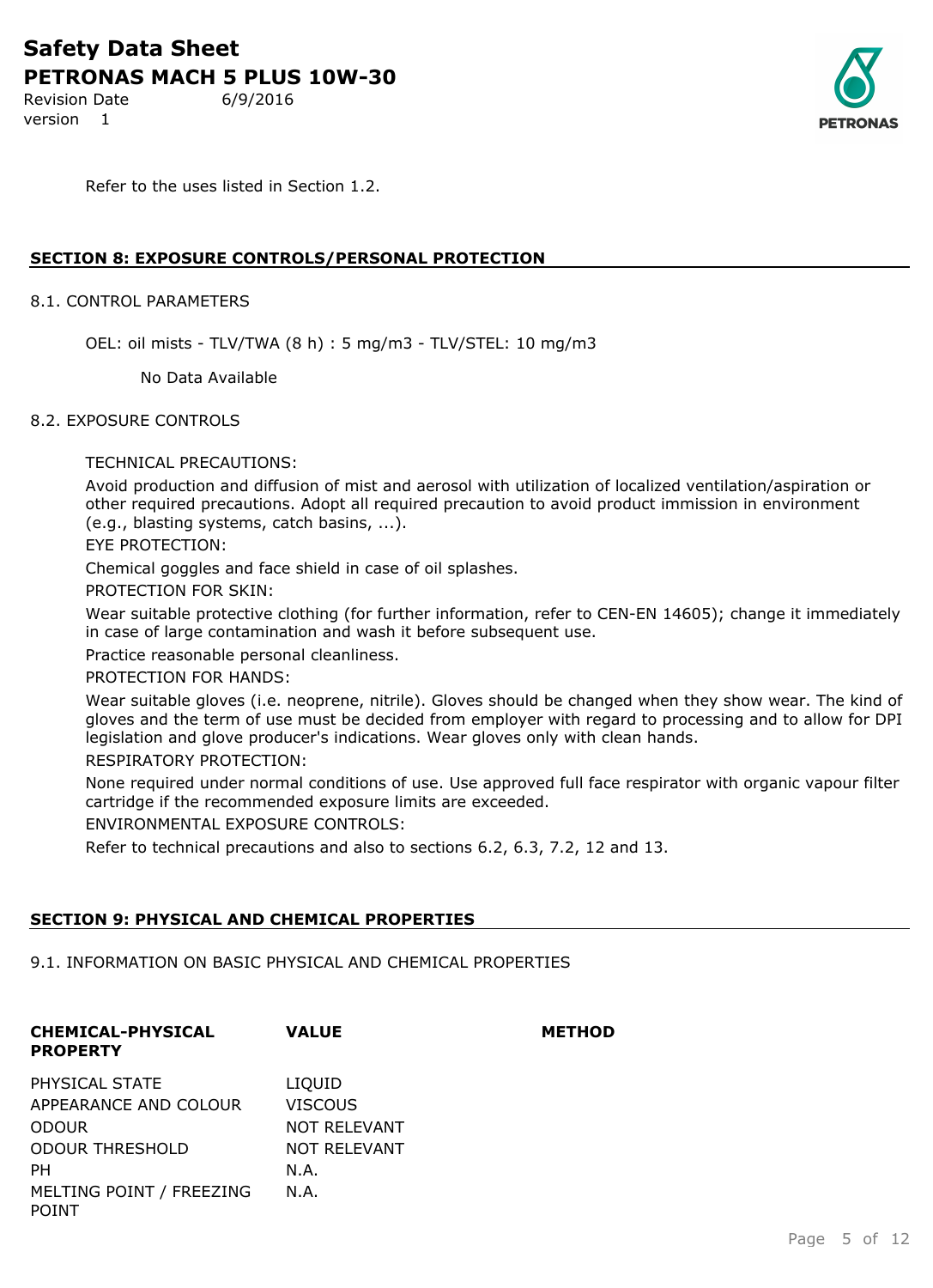Refer to the uses listed in Section 1.2.

## SECTION 8: EXPOSURE CONTROLS/PERSONAL PROTECTION

### 8.1. CONTROL PARAMETERS

OEL: oil mists - TLV/TWA (8 h) : 5 mg/m3 - TLV/STEL: 10 mg/m3

No Data Available

### 8.2. EXPOSURE CONTROLS

TECHNICAL PRECAUTIONS:

Avoid production and diffusion of mist and aerosol with utilization of localized ventilation/aspiration or other required precautions. Adopt all required precaution to avoid product immission in environment (e.g., blasting systems, catch basins, ...).

EYE PROTECTION:

Chemical goggles and face shield in case of oil splashes.

PROTECTION FOR SKIN:

Wear suitable protective clothing (for further information, refer to CEN-EN 14605); change it immediately in case of large contamination and wash it before subsequent use.

Practice reasonable personal cleanliness.

PROTECTION FOR HANDS:

Wear suitable gloves (i.e. neoprene, nitrile). Gloves should be changed when they show wear. The kind of gloves and the term of use must be decided from employer with regard to processing and to allow for DPI legislation and glove producer's indications. Wear gloves only with clean hands.

RESPIRATORY PROTECTION:

None required under normal conditions of use. Use approved full face respirator with organic vapour filter cartridge if the recommended exposure limits are exceeded.

ENVIRONMENTAL EXPOSURE CONTROLS:

Refer to technical precautions and also to sections 6.2, 6.3, 7.2, 12 and 13.

## SECTION 9: PHYSICAL AND CHEMICAL PROPERTIES

### 9.1. INFORMATION ON BASIC PHYSICAL AND CHEMICAL PROPERTIES

| CHEMICAL-PHYSICAL PROPERTY | VALUE | METHOD |
|---|---|---|
| PHYSICAL STATE | LIQUID | |
| APPEARANCE AND COLOUR | VISCOUS | |
| ODOUR | NOT RELEVANT | |
| ODOUR THRESHOLD | NOT RELEVANT | |
| PH | N.A. | |
| MELTING POINT / FREEZING POINT | N.A. | |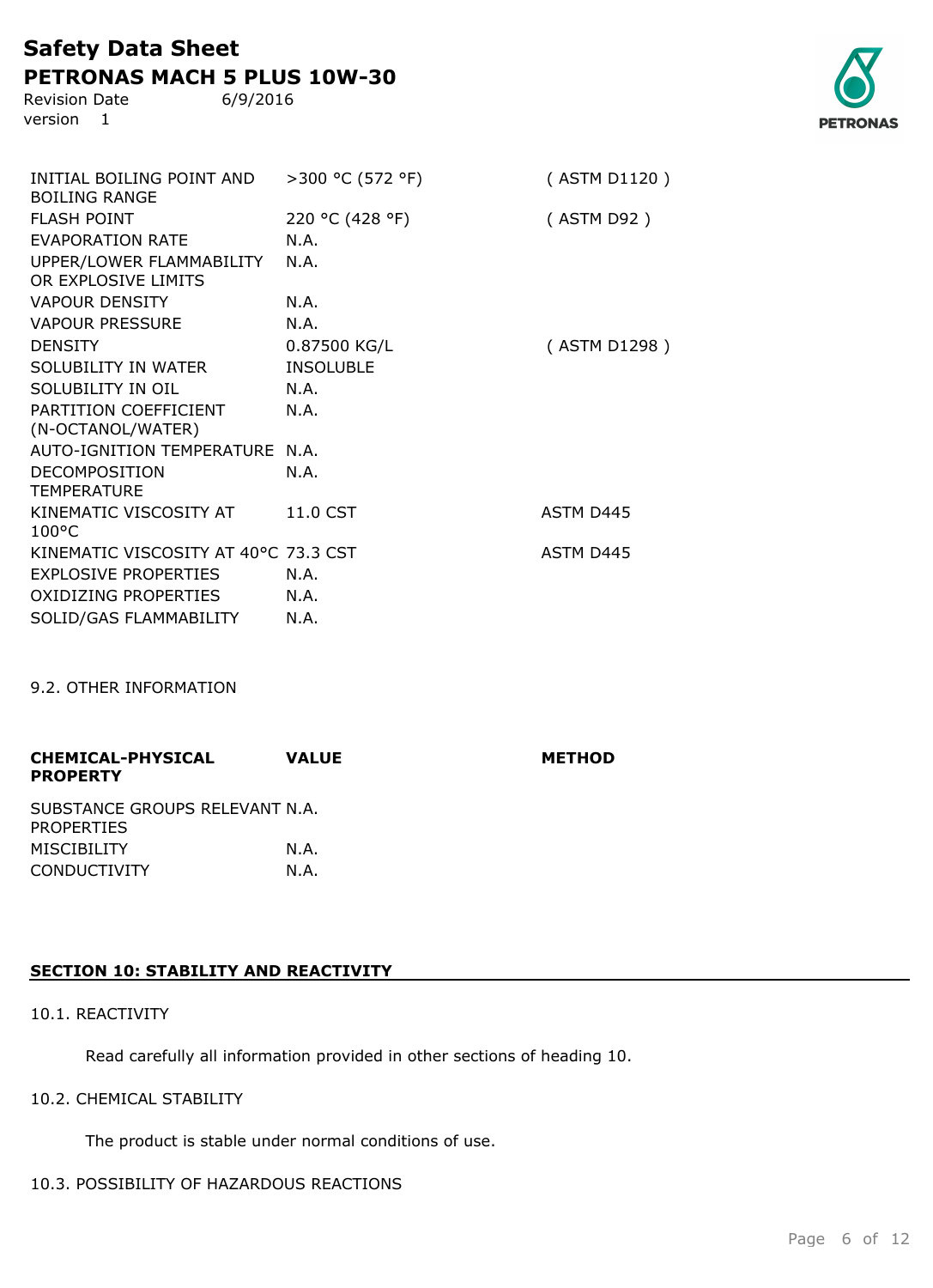| | | |
|---|---|---|
| INITIAL BOILING POINT AND BOILING RANGE | >300 °C (572 °F) | ( ASTM D1120 ) |
| FLASH POINT | 220 °C (428 °F) | ( ASTM D92 ) |
| EVAPORATION RATE | N.A. | |
| UPPER/LOWER FLAMMABILITY OR EXPLOSIVE LIMITS | N.A. | |
| VAPOUR DENSITY | N.A. | |
| VAPOUR PRESSURE | N.A. | |
| DENSITY | 0.87500 KG/L | ( ASTM D1298 ) |
| SOLUBILITY IN WATER | INSOLUBLE | |
| SOLUBILITY IN OIL | N.A. | |
| PARTITION COEFFICIENT (N-OCTANOL/WATER) | N.A. | |
| AUTO-IGNITION TEMPERATURE | N.A. | |
| DECOMPOSITION TEMPERATURE | N.A. | |
| KINEMATIC VISCOSITY AT 100°C | 11.0 CST | ASTM D445 |
| KINEMATIC VISCOSITY AT 40°C | 73.3 CST | ASTM D445 |
| EXPLOSIVE PROPERTIES | N.A. | |
| OXIDIZING PROPERTIES | N.A. | |
| SOLID/GAS FLAMMABILITY | N.A. | |

9.2. OTHER INFORMATION

| **CHEMICAL-PHYSICAL PROPERTY** | **VALUE** | **METHOD** |
|---|---|---|
| SUBSTANCE GROUPS RELEVANT PROPERTIES | N.A. | |
| MISCIBILITY | N.A. | |
| CONDUCTIVITY | N.A. | |

## SECTION 10: STABILITY AND REACTIVITY

10.1. REACTIVITY

Read carefully all information provided in other sections of heading 10.

10.2. CHEMICAL STABILITY

The product is stable under normal conditions of use.

10.3. POSSIBILITY OF HAZARDOUS REACTIONS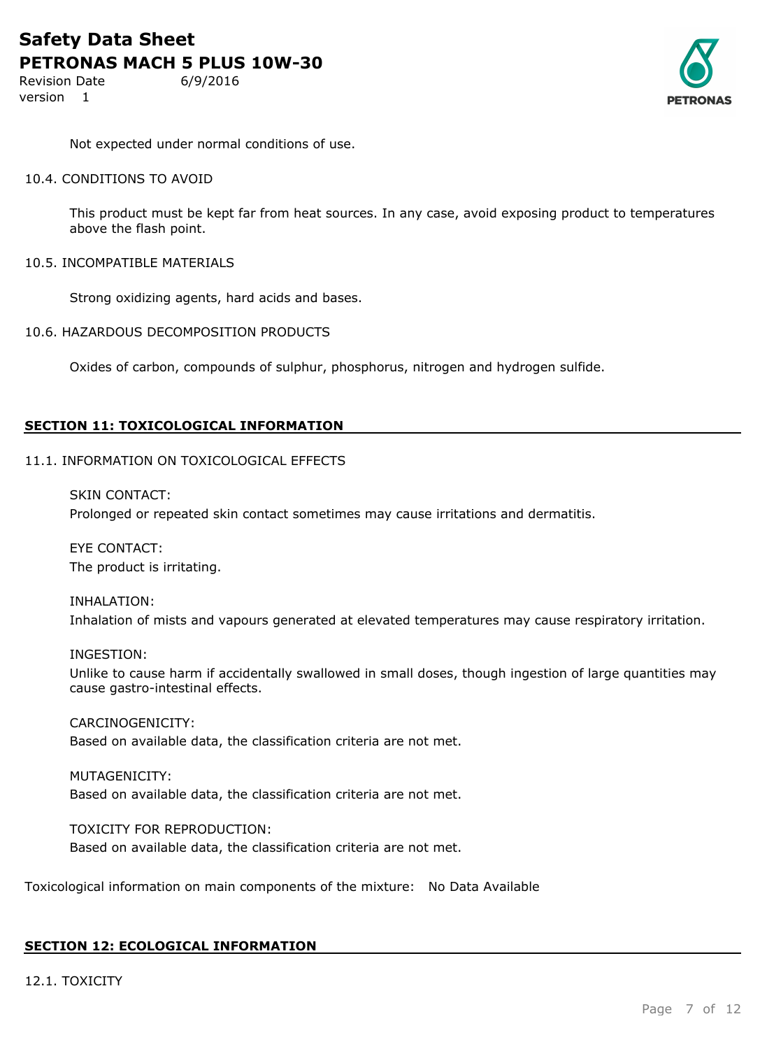Not expected under normal conditions of use.

10.4. CONDITIONS TO AVOID

This product must be kept far from heat sources. In any case, avoid exposing product to temperatures above the flash point.

10.5. INCOMPATIBLE MATERIALS

Strong oxidizing agents, hard acids and bases.

10.6. HAZARDOUS DECOMPOSITION PRODUCTS

Oxides of carbon, compounds of sulphur, phosphorus, nitrogen and hydrogen sulfide.

## SECTION 11: TOXICOLOGICAL INFORMATION

11.1. INFORMATION ON TOXICOLOGICAL EFFECTS

SKIN CONTACT:
Prolonged or repeated skin contact sometimes may cause irritations and dermatitis.

EYE CONTACT:
The product is irritating.

INHALATION:
Inhalation of mists and vapours generated at elevated temperatures may cause respiratory irritation.

INGESTION:
Unlike to cause harm if accidentally swallowed in small doses, though ingestion of large quantities may cause gastro-intestinal effects.

CARCINOGENICITY:
Based on available data, the classification criteria are not met.

MUTAGENICITY:
Based on available data, the classification criteria are not met.

TOXICITY FOR REPRODUCTION:
Based on available data, the classification criteria are not met.

Toxicological information on main components of the mixture: No Data Available

## SECTION 12: ECOLOGICAL INFORMATION

12.1. TOXICITY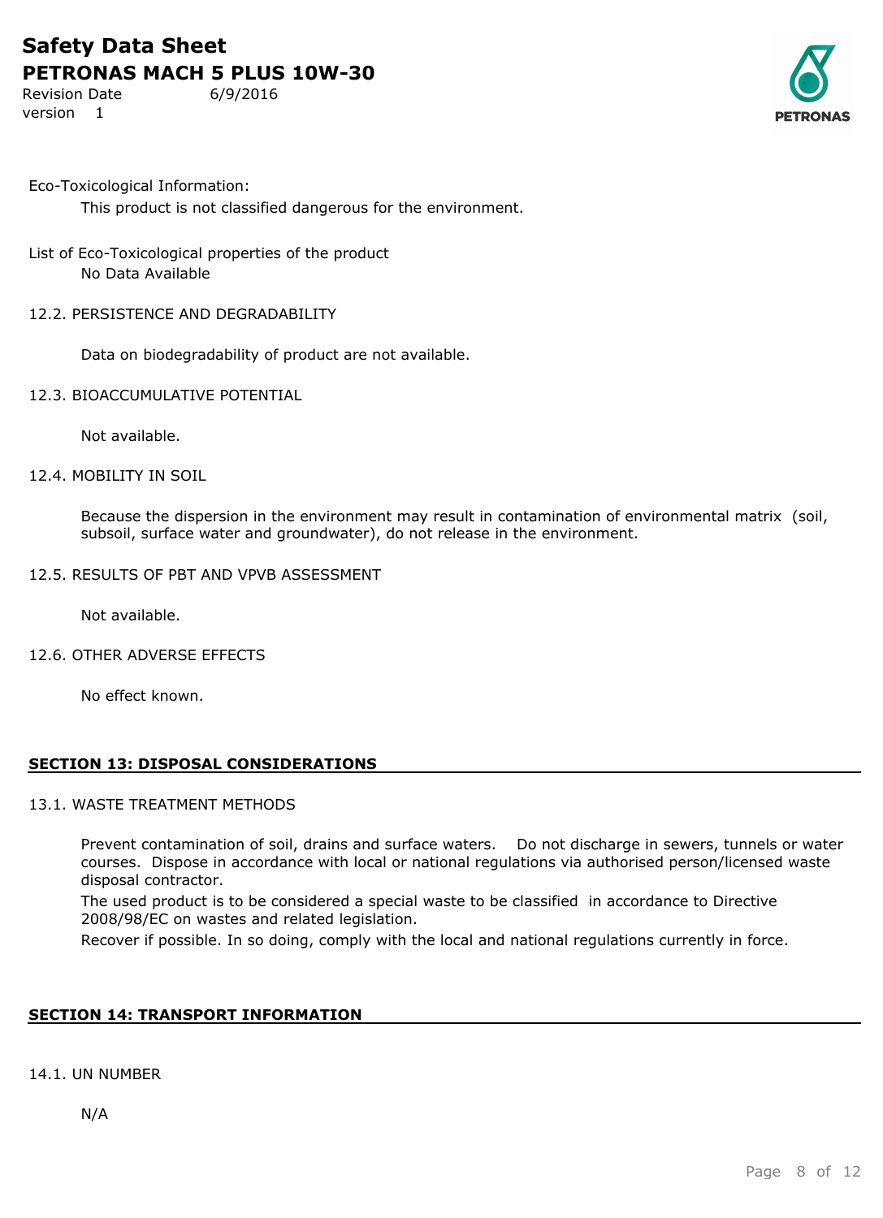Eco-Toxicological Information:

This product is not classified dangerous for the environment.

List of Eco-Toxicological properties of the product

No Data Available

12.2. PERSISTENCE AND DEGRADABILITY

Data on biodegradability of product are not available.

12.3. BIOACCUMULATIVE POTENTIAL

Not available.

12.4. MOBILITY IN SOIL

Because the dispersion in the environment may result in contamination of environmental matrix (soil, subsoil, surface water and groundwater), do not release in the environment.

12.5. RESULTS OF PBT AND VPVB ASSESSMENT

Not available.

12.6. OTHER ADVERSE EFFECTS

No effect known.

## SECTION 13: DISPOSAL CONSIDERATIONS

13.1. WASTE TREATMENT METHODS

Prevent contamination of soil, drains and surface waters. Do not discharge in sewers, tunnels or water courses. Dispose in accordance with local or national regulations via authorised person/licensed waste disposal contractor.

The used product is to be considered a special waste to be classified in accordance to Directive 2008/98/EC on wastes and related legislation.

Recover if possible. In so doing, comply with the local and national regulations currently in force.

## SECTION 14: TRANSPORT INFORMATION

14.1. UN NUMBER

N/A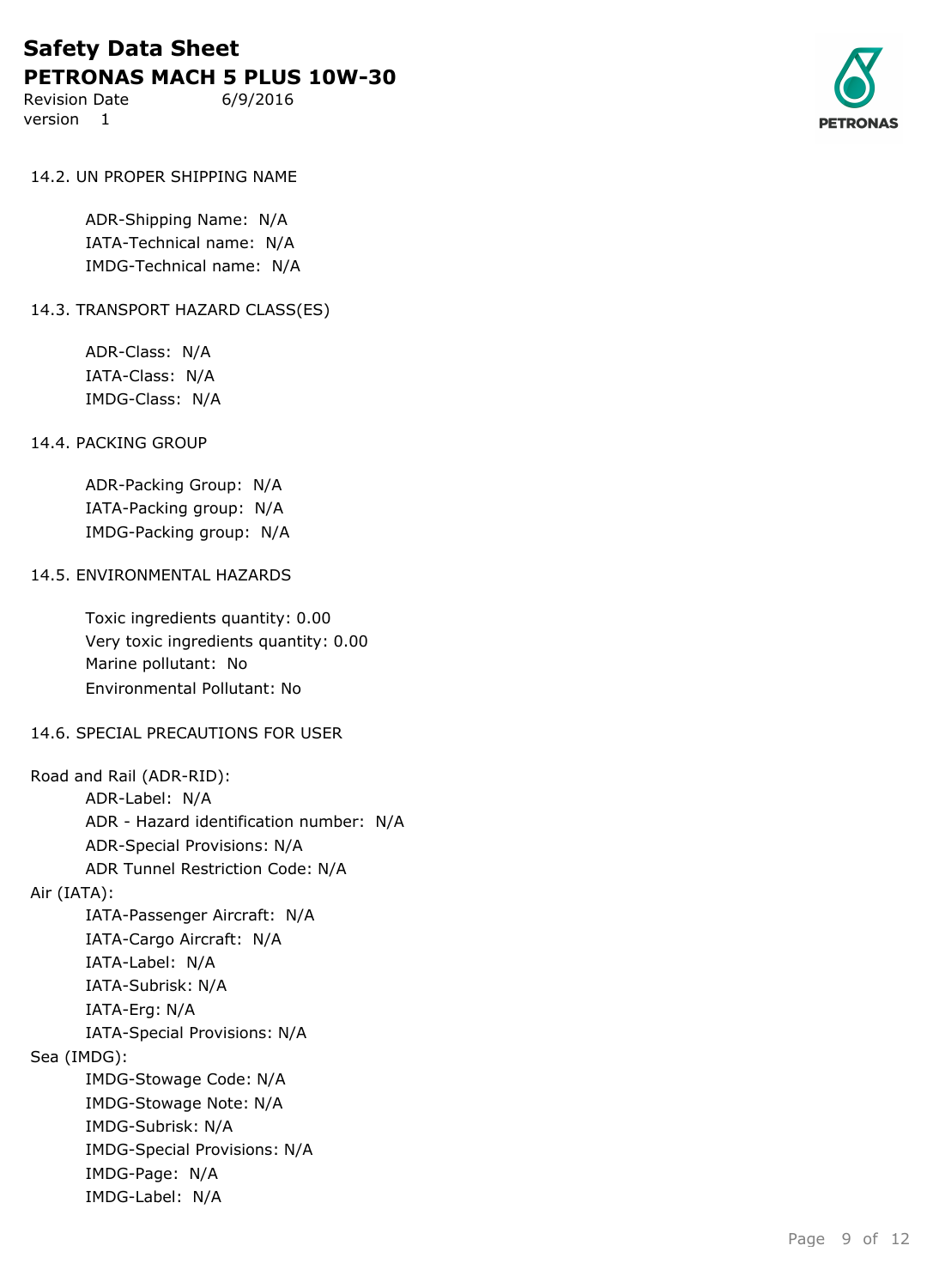### 14.2. UN PROPER SHIPPING NAME

ADR-Shipping Name: N/A
IATA-Technical name: N/A
IMDG-Technical name: N/A

### 14.3. TRANSPORT HAZARD CLASS(ES)

ADR-Class: N/A
IATA-Class: N/A
IMDG-Class: N/A

### 14.4. PACKING GROUP

ADR-Packing Group: N/A
IATA-Packing group: N/A
IMDG-Packing group: N/A

### 14.5. ENVIRONMENTAL HAZARDS

Toxic ingredients quantity: 0.00
Very toxic ingredients quantity: 0.00
Marine pollutant: No
Environmental Pollutant: No

### 14.6. SPECIAL PRECAUTIONS FOR USER

Road and Rail (ADR-RID):

ADR-Label: N/A
ADR - Hazard identification number: N/A
ADR-Special Provisions: N/A
ADR Tunnel Restriction Code: N/A

Air (IATA):

IATA-Passenger Aircraft: N/A
IATA-Cargo Aircraft: N/A
IATA-Label: N/A
IATA-Subrisk: N/A
IATA-Erg: N/A
IATA-Special Provisions: N/A

Sea (IMDG):

IMDG-Stowage Code: N/A
IMDG-Stowage Note: N/A
IMDG-Subrisk: N/A
IMDG-Special Provisions: N/A
IMDG-Page: N/A
IMDG-Label: N/A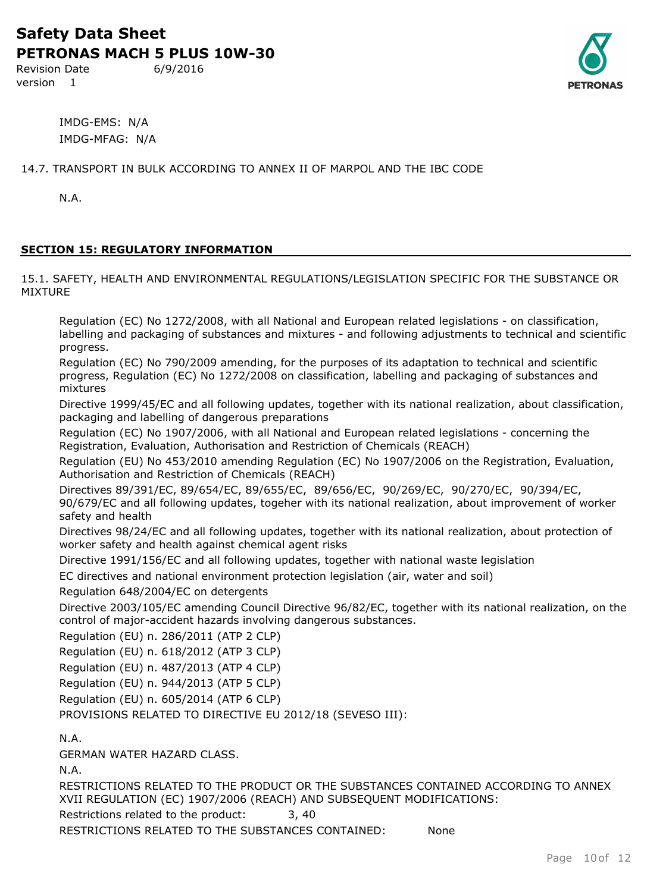IMDG-EMS: N/A

IMDG-MFAG: N/A

14.7. TRANSPORT IN BULK ACCORDING TO ANNEX II OF MARPOL AND THE IBC CODE

N.A.

## SECTION 15: REGULATORY INFORMATION

15.1. SAFETY, HEALTH AND ENVIRONMENTAL REGULATIONS/LEGISLATION SPECIFIC FOR THE SUBSTANCE OR MIXTURE

Regulation (EC) No 1272/2008, with all National and European related legislations - on classification, labelling and packaging of substances and mixtures - and following adjustments to technical and scientific progress.

Regulation (EC) No 790/2009 amending, for the purposes of its adaptation to technical and scientific progress, Regulation (EC) No 1272/2008 on classification, labelling and packaging of substances and mixtures

Directive 1999/45/EC and all following updates, together with its national realization, about classification, packaging and labelling of dangerous preparations

Regulation (EC) No 1907/2006, with all National and European related legislations - concerning the Registration, Evaluation, Authorisation and Restriction of Chemicals (REACH)

Regulation (EU) No 453/2010 amending Regulation (EC) No 1907/2006 on the Registration, Evaluation, Authorisation and Restriction of Chemicals (REACH)

Directives 89/391/EC, 89/654/EC, 89/655/EC, 89/656/EC, 90/269/EC, 90/270/EC, 90/394/EC, 90/679/EC and all following updates, togeher with its national realization, about improvement of worker safety and health

Directives 98/24/EC and all following updates, together with its national realization, about protection of worker safety and health against chemical agent risks

Directive 1991/156/EC and all following updates, together with national waste legislation

EC directives and national environment protection legislation (air, water and soil)

Regulation 648/2004/EC on detergents

Directive 2003/105/EC amending Council Directive 96/82/EC, together with its national realization, on the control of major-accident hazards involving dangerous substances.

Regulation (EU) n. 286/2011 (ATP 2 CLP)

Regulation (EU) n. 618/2012 (ATP 3 CLP)

Regulation (EU) n. 487/2013 (ATP 4 CLP)

Regulation (EU) n. 944/2013 (ATP 5 CLP)

Regulation (EU) n. 605/2014 (ATP 6 CLP)

PROVISIONS RELATED TO DIRECTIVE EU 2012/18 (SEVESO III):

N.A.

GERMAN WATER HAZARD CLASS.

N.A.

RESTRICTIONS RELATED TO THE PRODUCT OR THE SUBSTANCES CONTAINED ACCORDING TO ANNEX XVII REGULATION (EC) 1907/2006 (REACH) AND SUBSEQUENT MODIFICATIONS:

Restrictions related to the product: 3, 40

RESTRICTIONS RELATED TO THE SUBSTANCES CONTAINED: None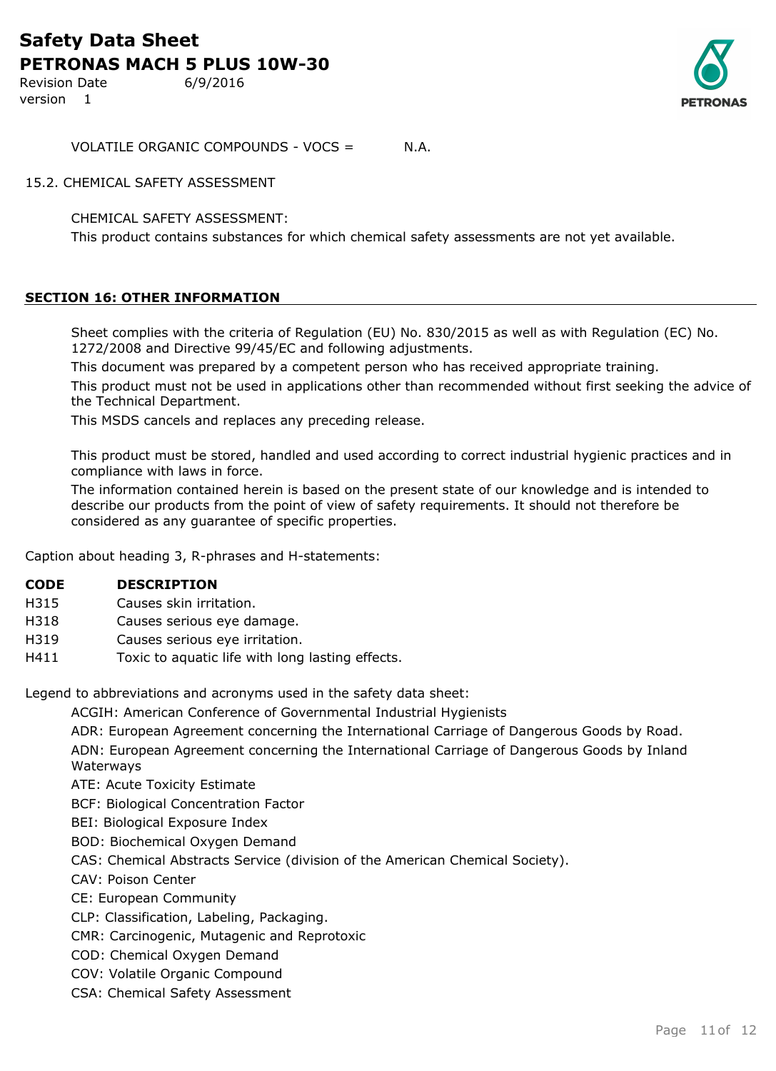VOLATILE ORGANIC COMPOUNDS - VOCS = N.A.

15.2. CHEMICAL SAFETY ASSESSMENT

CHEMICAL SAFETY ASSESSMENT:

This product contains substances for which chemical safety assessments are not yet available.

## SECTION 16: OTHER INFORMATION

Sheet complies with the criteria of Regulation (EU) No. 830/2015 as well as with Regulation (EC) No. 1272/2008 and Directive 99/45/EC and following adjustments.

This document was prepared by a competent person who has received appropriate training.

This product must not be used in applications other than recommended without first seeking the advice of the Technical Department.

This MSDS cancels and replaces any preceding release.

This product must be stored, handled and used according to correct industrial hygienic practices and in compliance with laws in force.

The information contained herein is based on the present state of our knowledge and is intended to describe our products from the point of view of safety requirements. It should not therefore be considered as any guarantee of specific properties.

Caption about heading 3, R-phrases and H-statements:

| CODE | DESCRIPTION |
|---|---|
| H315 | Causes skin irritation. |
| H318 | Causes serious eye damage. |
| H319 | Causes serious eye irritation. |
| H411 | Toxic to aquatic life with long lasting effects. |

Legend to abbreviations and acronyms used in the safety data sheet:

ACGIH: American Conference of Governmental Industrial Hygienists

ADR: European Agreement concerning the International Carriage of Dangerous Goods by Road.

ADN: European Agreement concerning the International Carriage of Dangerous Goods by Inland Waterways

ATE: Acute Toxicity Estimate

BCF: Biological Concentration Factor

BEI: Biological Exposure Index

BOD: Biochemical Oxygen Demand

CAS: Chemical Abstracts Service (division of the American Chemical Society).

CAV: Poison Center

CE: European Community

CLP: Classification, Labeling, Packaging.

CMR: Carcinogenic, Mutagenic and Reprotoxic

COD: Chemical Oxygen Demand

COV: Volatile Organic Compound

CSA: Chemical Safety Assessment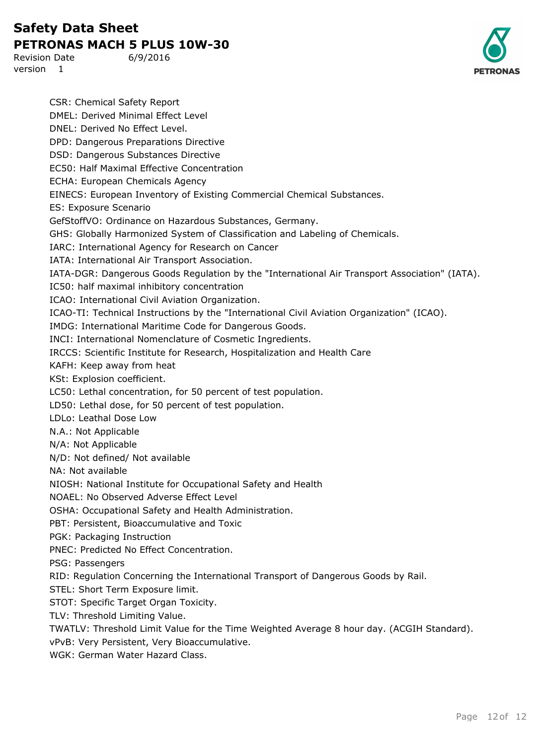CSR: Chemical Safety Report
DMEL: Derived Minimal Effect Level
DNEL: Derived No Effect Level.
DPD: Dangerous Preparations Directive
DSD: Dangerous Substances Directive
EC50: Half Maximal Effective Concentration
ECHA: European Chemicals Agency
EINECS: European Inventory of Existing Commercial Chemical Substances.
ES: Exposure Scenario
GefStoffVO: Ordinance on Hazardous Substances, Germany.
GHS: Globally Harmonized System of Classification and Labeling of Chemicals.
IARC: International Agency for Research on Cancer
IATA: International Air Transport Association.
IATA-DGR: Dangerous Goods Regulation by the "International Air Transport Association" (IATA).
IC50: half maximal inhibitory concentration
ICAO: International Civil Aviation Organization.
ICAO-TI: Technical Instructions by the "International Civil Aviation Organization" (ICAO).
IMDG: International Maritime Code for Dangerous Goods.
INCI: International Nomenclature of Cosmetic Ingredients.
IRCCS: Scientific Institute for Research, Hospitalization and Health Care
KAFH: Keep away from heat
KSt: Explosion coefficient.
LC50: Lethal concentration, for 50 percent of test population.
LD50: Lethal dose, for 50 percent of test population.
LDLo: Leathal Dose Low
N.A.: Not Applicable
N/A: Not Applicable
N/D: Not defined/ Not available
NA: Not available
NIOSH: National Institute for Occupational Safety and Health
NOAEL: No Observed Adverse Effect Level
OSHA: Occupational Safety and Health Administration.
PBT: Persistent, Bioaccumulative and Toxic
PGK: Packaging Instruction
PNEC: Predicted No Effect Concentration.
PSG: Passengers
RID: Regulation Concerning the International Transport of Dangerous Goods by Rail.
STEL: Short Term Exposure limit.
STOT: Specific Target Organ Toxicity.
TLV: Threshold Limiting Value.
TWATLV: Threshold Limit Value for the Time Weighted Average 8 hour day. (ACGIH Standard).
vPvB: Very Persistent, Very Bioaccumulative.
WGK: German Water Hazard Class.